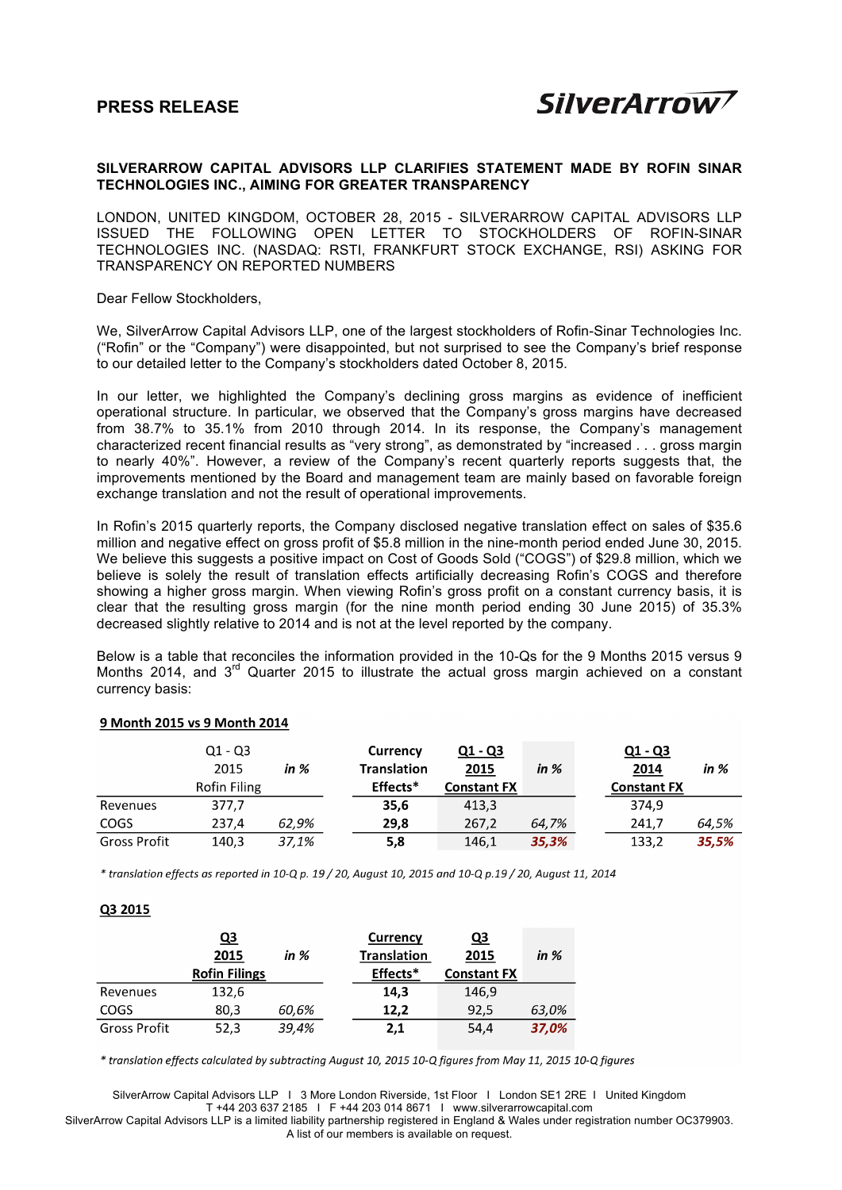# PRESS RELEASE

SilverArrow

**SILVERARROW CAPITAL ADVISORS LLP CLARIFIES STATEMENT MADE BY ROFIN SINAR TECHNOLOGIES INC., AIMING FOR GREATER TRANSPARENCY**

LONDON, UNITED KINGDOM, OCTOBER 28, 2015 - SILVERARROW CAPITAL ADVISORS LLP ISSUED THE FOLLOWING OPEN LETTER TO STOCKHOLDERS OF ROFIN-SINAR TECHNOLOGIES INC. (NASDAQ: RSTI, FRANKFURT STOCK EXCHANGE, RSI) ASKING FOR TRANSPARENCY ON REPORTED NUMBERS

Dear Fellow Stockholders,

We, SilverArrow Capital Advisors LLP, one of the largest stockholders of Rofin-Sinar Technologies Inc. ("Rofin" or the "Company") were disappointed, but not surprised to see the Company's brief response to our detailed letter to the Company's stockholders dated October 8, 2015.

In our letter, we highlighted the Company's declining gross margins as evidence of inefficient operational structure. In particular, we observed that the Company's gross margins have decreased from 38.7% to 35.1% from 2010 through 2014. In its response, the Company's management characterized recent financial results as "very strong", as demonstrated by "increased . . . gross margin to nearly 40%". However, a review of the Company's recent quarterly reports suggests that, the improvements mentioned by the Board and management team are mainly based on favorable foreign exchange translation and not the result of operational improvements.

In Rofin's 2015 quarterly reports, the Company disclosed negative translation effect on sales of \$35.6 million and negative effect on gross profit of \$5.8 million in the nine-month period ended June 30, 2015. We believe this suggests a positive impact on Cost of Goods Sold ("COGS") of \$29.8 million, which we believe is solely the result of translation effects artificially decreasing Rofin's COGS and therefore showing a higher gross margin. When viewing Rofin's gross profit on a constant currency basis, it is clear that the resulting gross margin (for the nine month period ending 30 June 2015) of 35.3% decreased slightly relative to 2014 and is not at the level reported by the company.

Below is a table that reconciles the information provided in the 10-Qs for the 9 Months 2015 versus 9 Months 2014, and 3rd Quarter 2015 to illustrate the actual gross margin achieved on a constant currency basis:

**9 Month 2015 vs 9 Month 2014**

| | Q1 - Q3 2015 Rofin Filing | *in %* | **Currency Translation Effects*** | **Q1 - Q3 2015 Constant FX** | *in %* | **Q1 - Q3 2014 Constant FX** | *in %* |
|---|---|---|---|---|---|---|---|
| Revenues | 377,7 | | **35,6** | 413,3 | | 374,9 | |
| COGS | 237,4 | *62,9%* | **29,8** | 267,2 | *64,7%* | 241,7 | *64,5%* |
| Gross Profit | 140,3 | *37,1%* | **5,8** | 146,1 | ***35,3%*** | 133,2 | ***35,5%*** |

*\* translation effects as reported in 10-Q p. 19 / 20, August 10, 2015 and 10-Q p.19 / 20, August 11, 2014*

**Q3 2015**

| | **Q3 2015 Rofin Filings** | *in %* | **Currency Translation Effects*** | **Q3 2015 Constant FX** | *in %* |
|---|---|---|---|---|---|
| Revenues | 132,6 | | **14,3** | 146,9 | |
| COGS | 80,3 | *60,6%* | **12,2** | 92,5 | *63,0%* |
| Gross Profit | 52,3 | *39,4%* | **2,1** | 54,4 | ***37,0%*** |

*\* translation effects calculated by subtracting August 10, 2015 10-Q figures from May 11, 2015 10-Q figures*

SilverArrow Capital Advisors LLP I 3 More London Riverside, 1st Floor I London SE1 2RE I United Kingdom
T +44 203 637 2185 I F +44 203 014 8671 I www.silverarrowcapital.com
SilverArrow Capital Advisors LLP is a limited liability partnership registered in England & Wales under registration number OC379903.
A list of our members is available on request.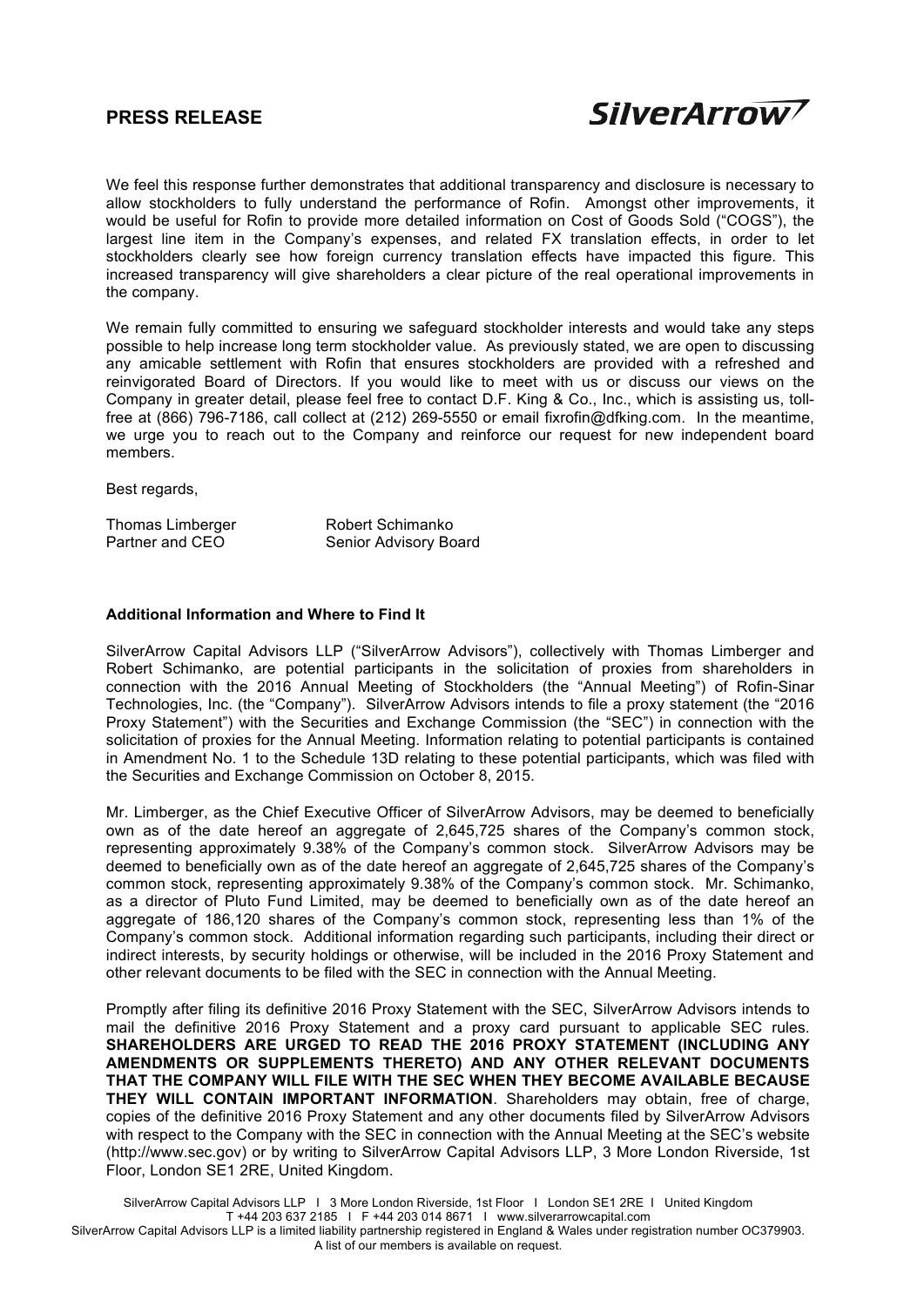We feel this response further demonstrates that additional transparency and disclosure is necessary to allow stockholders to fully understand the performance of Rofin. Amongst other improvements, it would be useful for Rofin to provide more detailed information on Cost of Goods Sold ("COGS"), the largest line item in the Company's expenses, and related FX translation effects, in order to let stockholders clearly see how foreign currency translation effects have impacted this figure. This increased transparency will give shareholders a clear picture of the real operational improvements in the company.

We remain fully committed to ensuring we safeguard stockholder interests and would take any steps possible to help increase long term stockholder value. As previously stated, we are open to discussing any amicable settlement with Rofin that ensures stockholders are provided with a refreshed and reinvigorated Board of Directors. If you would like to meet with us or discuss our views on the Company in greater detail, please feel free to contact D.F. King & Co., Inc., which is assisting us, toll-free at (866) 796-7186, call collect at (212) 269-5550 or email fixrofin@dfking.com. In the meantime, we urge you to reach out to the Company and reinforce our request for new independent board members.

Best regards,

Thomas Limberger
Partner and CEO

Robert Schimanko
Senior Advisory Board

**Additional Information and Where to Find It**

SilverArrow Capital Advisors LLP ("SilverArrow Advisors"), collectively with Thomas Limberger and Robert Schimanko, are potential participants in the solicitation of proxies from shareholders in connection with the 2016 Annual Meeting of Stockholders (the "Annual Meeting") of Rofin-Sinar Technologies, Inc. (the "Company"). SilverArrow Advisors intends to file a proxy statement (the "2016 Proxy Statement") with the Securities and Exchange Commission (the "SEC") in connection with the solicitation of proxies for the Annual Meeting. Information relating to potential participants is contained in Amendment No. 1 to the Schedule 13D relating to these potential participants, which was filed with the Securities and Exchange Commission on October 8, 2015.

Mr. Limberger, as the Chief Executive Officer of SilverArrow Advisors, may be deemed to beneficially own as of the date hereof an aggregate of 2,645,725 shares of the Company's common stock, representing approximately 9.38% of the Company's common stock. SilverArrow Advisors may be deemed to beneficially own as of the date hereof an aggregate of 2,645,725 shares of the Company's common stock, representing approximately 9.38% of the Company's common stock. Mr. Schimanko, as a director of Pluto Fund Limited, may be deemed to beneficially own as of the date hereof an aggregate of 186,120 shares of the Company's common stock, representing less than 1% of the Company's common stock. Additional information regarding such participants, including their direct or indirect interests, by security holdings or otherwise, will be included in the 2016 Proxy Statement and other relevant documents to be filed with the SEC in connection with the Annual Meeting.

Promptly after filing its definitive 2016 Proxy Statement with the SEC, SilverArrow Advisors intends to mail the definitive 2016 Proxy Statement and a proxy card pursuant to applicable SEC rules. **SHAREHOLDERS ARE URGED TO READ THE 2016 PROXY STATEMENT (INCLUDING ANY AMENDMENTS OR SUPPLEMENTS THERETO) AND ANY OTHER RELEVANT DOCUMENTS THAT THE COMPANY WILL FILE WITH THE SEC WHEN THEY BECOME AVAILABLE BECAUSE THEY WILL CONTAIN IMPORTANT INFORMATION**. Shareholders may obtain, free of charge, copies of the definitive 2016 Proxy Statement and any other documents filed by SilverArrow Advisors with respect to the Company with the SEC in connection with the Annual Meeting at the SEC's website (http://www.sec.gov) or by writing to SilverArrow Capital Advisors LLP, 3 More London Riverside, 1st Floor, London SE1 2RE, United Kingdom.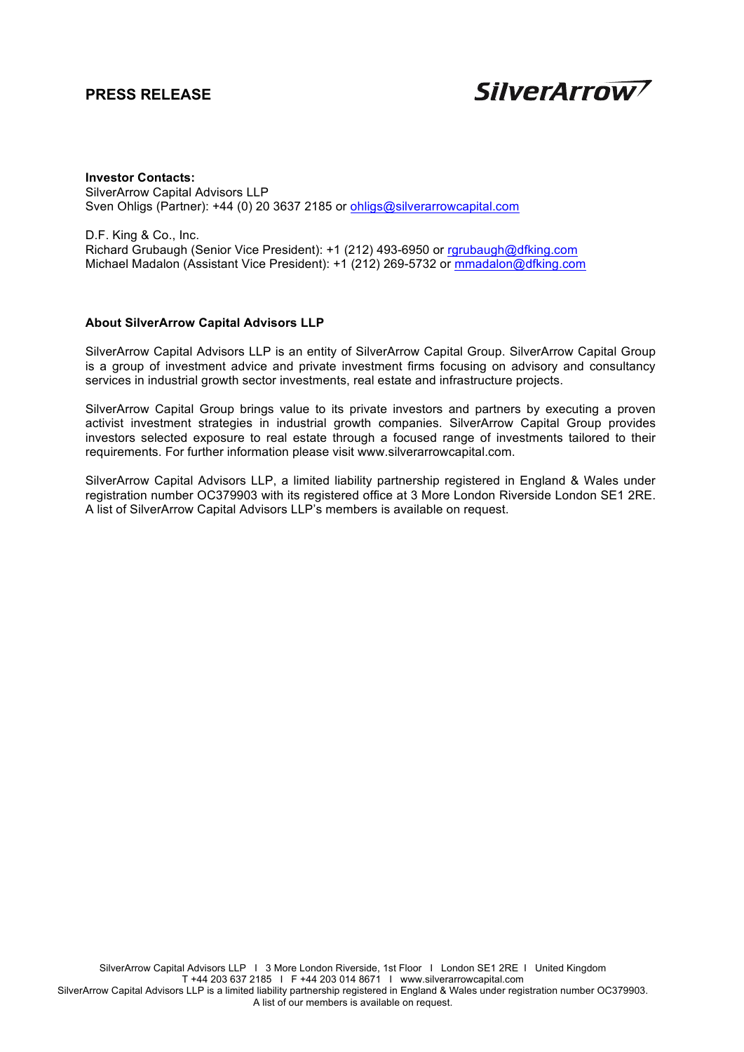**Investor Contacts:**
SilverArrow Capital Advisors LLP
Sven Ohligs (Partner): +44 (0) 20 3637 2185 or ohligs@silverarrowcapital.com

D.F. King & Co., Inc.
Richard Grubaugh (Senior Vice President): +1 (212) 493-6950 or rgrubaugh@dfking.com
Michael Madalon (Assistant Vice President): +1 (212) 269-5732 or mmadalon@dfking.com

**About SilverArrow Capital Advisors LLP**

SilverArrow Capital Advisors LLP is an entity of SilverArrow Capital Group. SilverArrow Capital Group is a group of investment advice and private investment firms focusing on advisory and consultancy services in industrial growth sector investments, real estate and infrastructure projects.

SilverArrow Capital Group brings value to its private investors and partners by executing a proven activist investment strategies in industrial growth companies. SilverArrow Capital Group provides investors selected exposure to real estate through a focused range of investments tailored to their requirements. For further information please visit www.silverarrowcapital.com.

SilverArrow Capital Advisors LLP, a limited liability partnership registered in England & Wales under registration number OC379903 with its registered office at 3 More London Riverside London SE1 2RE. A list of SilverArrow Capital Advisors LLP's members is available on request.